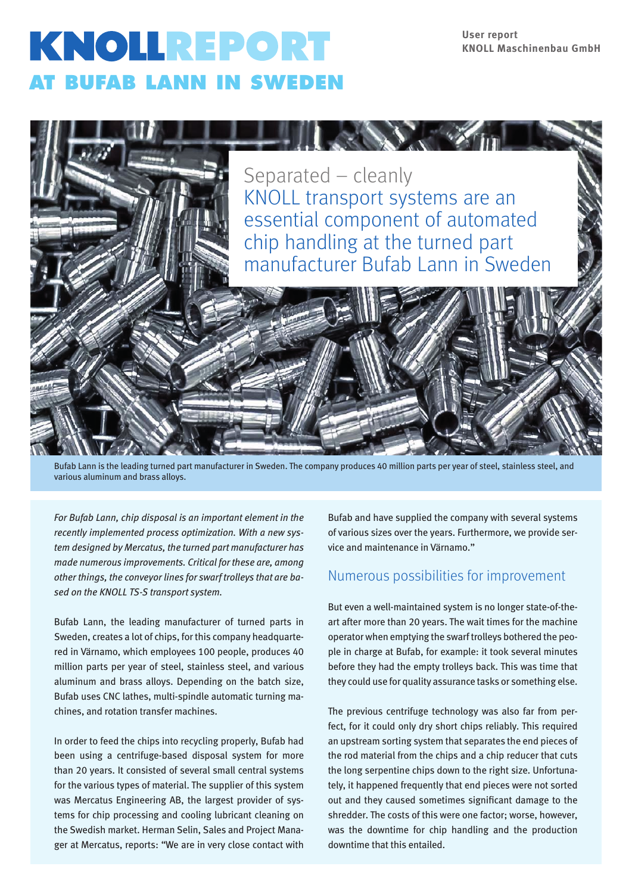# KNOLLREPORT

## AT BUFAB LANN IN SWEDEN

**User report**
**KNOLL Maschinenbau GmbH**

Separated – cleanly
KNOLL transport systems are an essential component of automated chip handling at the turned part manufacturer Bufab Lann in Sweden

Bufab Lann is the leading turned part manufacturer in Sweden. The company produces 40 million parts per year of steel, stainless steel, and various aluminum and brass alloys.

*For Bufab Lann, chip disposal is an important element in the recently implemented process optimization. With a new system designed by Mercatus, the turned part manufacturer has made numerous improvements. Critical for these are, among other things, the conveyor lines for swarf trolleys that are based on the KNOLL TS-S transport system.*

Bufab Lann, the leading manufacturer of turned parts in Sweden, creates a lot of chips, for this company headquartered in Värnamo, which employees 100 people, produces 40 million parts per year of steel, stainless steel, and various aluminum and brass alloys. Depending on the batch size, Bufab uses CNC lathes, multi-spindle automatic turning machines, and rotation transfer machines.

In order to feed the chips into recycling properly, Bufab had been using a centrifuge-based disposal system for more than 20 years. It consisted of several small central systems for the various types of material. The supplier of this system was Mercatus Engineering AB, the largest provider of systems for chip processing and cooling lubricant cleaning on the Swedish market. Herman Selin, Sales and Project Manager at Mercatus, reports: "We are in very close contact with Bufab and have supplied the company with several systems of various sizes over the years. Furthermore, we provide service and maintenance in Värnamo."

## Numerous possibilities for improvement

But even a well-maintained system is no longer state-of-the-art after more than 20 years. The wait times for the machine operator when emptying the swarf trolleys bothered the people in charge at Bufab, for example: it took several minutes before they had the empty trolleys back. This was time that they could use for quality assurance tasks or something else.

The previous centrifuge technology was also far from perfect, for it could only dry short chips reliably. This required an upstream sorting system that separates the end pieces of the rod material from the chips and a chip reducer that cuts the long serpentine chips down to the right size. Unfortunately, it happened frequently that end pieces were not sorted out and they caused sometimes significant damage to the shredder. The costs of this were one factor; worse, however, was the downtime for chip handling and the production downtime that this entailed.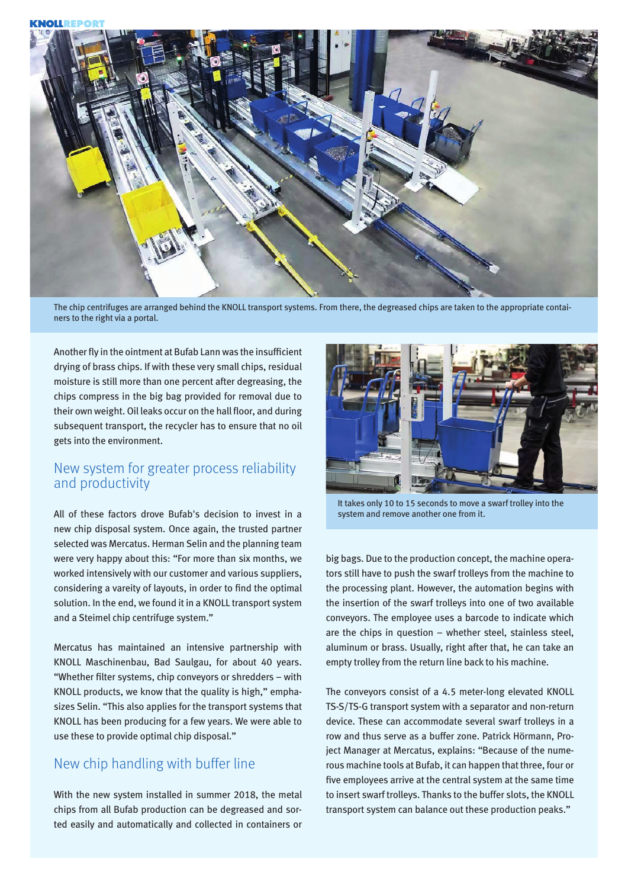The chip centrifuges are arranged behind the KNOLL transport systems. From there, the degreased chips are taken to the appropriate containers to the right via a portal.

Another fly in the ointment at Bufab Lann was the insufficient drying of brass chips. If with these very small chips, residual moisture is still more than one percent after degreasing, the chips compress in the big bag provided for removal due to their own weight. Oil leaks occur on the hall floor, and during subsequent transport, the recycler has to ensure that no oil gets into the environment.

## New system for greater process reliability and productivity

All of these factors drove Bufab's decision to invest in a new chip disposal system. Once again, the trusted partner selected was Mercatus. Herman Selin and the planning team were very happy about this: "For more than six months, we worked intensively with our customer and various suppliers, considering a vareity of layouts, in order to find the optimal solution. In the end, we found it in a KNOLL transport system and a Steimel chip centrifuge system."

Mercatus has maintained an intensive partnership with KNOLL Maschinenbau, Bad Saulgau, for about 40 years. "Whether filter systems, chip conveyors or shredders – with KNOLL products, we know that the quality is high," emphasizes Selin. "This also applies for the transport systems that KNOLL has been producing for a few years. We were able to use these to provide optimal chip disposal."

## New chip handling with buffer line

With the new system installed in summer 2018, the metal chips from all Bufab production can be degreased and sorted easily and automatically and collected in containers or big bags. Due to the production concept, the machine operators still have to push the swarf trolleys from the machine to the processing plant. However, the automation begins with the insertion of the swarf trolleys into one of two available conveyors. The employee uses a barcode to indicate which are the chips in question – whether steel, stainless steel, aluminum or brass. Usually, right after that, he can take an empty trolley from the return line back to his machine.

It takes only 10 to 15 seconds to move a swarf trolley into the system and remove another one from it.

The conveyors consist of a 4.5 meter-long elevated KNOLL TS-S/TS-G transport system with a separator and non-return device. These can accommodate several swarf trolleys in a row and thus serve as a buffer zone. Patrick Hörmann, Project Manager at Mercatus, explains: "Because of the numerous machine tools at Bufab, it can happen that three, four or five employees arrive at the central system at the same time to insert swarf trolleys. Thanks to the buffer slots, the KNOLL transport system can balance out these production peaks."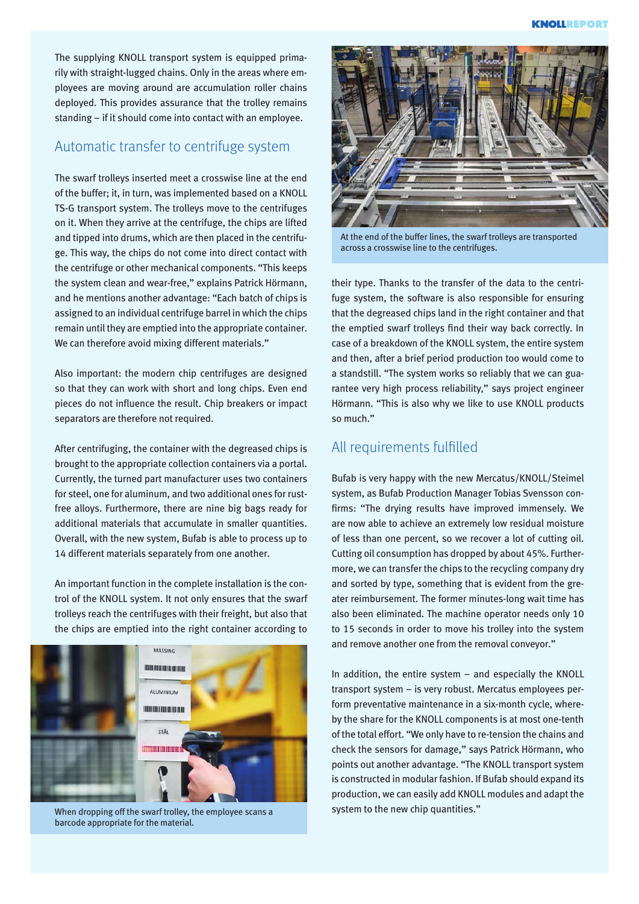The supplying KNOLL transport system is equipped primarily with straight-lugged chains. Only in the areas where employees are moving around are accumulation roller chains deployed. This provides assurance that the trolley remains standing – if it should come into contact with an employee.

## Automatic transfer to centrifuge system

The swarf trolleys inserted meet a crosswise line at the end of the buffer; it, in turn, was implemented based on a KNOLL TS-G transport system. The trolleys move to the centrifuges on it. When they arrive at the centrifuge, the chips are lifted and tipped into drums, which are then placed in the centrifuge. This way, the chips do not come into direct contact with the centrifuge or other mechanical components. "This keeps the system clean and wear-free," explains Patrick Hörmann, and he mentions another advantage: "Each batch of chips is assigned to an individual centrifuge barrel in which the chips remain until they are emptied into the appropriate container. We can therefore avoid mixing different materials."

Also important: the modern chip centrifuges are designed so that they can work with short and long chips. Even end pieces do not influence the result. Chip breakers or impact separators are therefore not required.

After centrifuging, the container with the degreased chips is brought to the appropriate collection containers via a portal. Currently, the turned part manufacturer uses two containers for steel, one for aluminum, and two additional ones for rust-free alloys. Furthermore, there are nine big bags ready for additional materials that accumulate in smaller quantities. Overall, with the new system, Bufab is able to process up to 14 different materials separately from one another.

An important function in the complete installation is the control of the KNOLL system. It not only ensures that the swarf trolleys reach the centrifuges with their freight, but also that the chips are emptied into the right container according to their type. Thanks to the transfer of the data to the centrifuge system, the software is also responsible for ensuring that the degreased chips land in the right container and that the emptied swarf trolleys find their way back correctly. In case of a breakdown of the KNOLL system, the entire system and then, after a brief period production too would come to a standstill. "The system works so reliably that we can guarantee very high process reliability," says project engineer Hörmann. "This is also why we like to use KNOLL products so much."

When dropping off the swarf trolley, the employee scans a barcode appropriate for the material.

At the end of the buffer lines, the swarf trolleys are transported across a crosswise line to the centrifuges.

## All requirements fulfilled

Bufab is very happy with the new Mercatus/KNOLL/Steimel system, as Bufab Production Manager Tobias Svensson confirms: "The drying results have improved immensely. We are now able to achieve an extremely low residual moisture of less than one percent, so we recover a lot of cutting oil. Cutting oil consumption has dropped by about 45%. Furthermore, we can transfer the chips to the recycling company dry and sorted by type, something that is evident from the greater reimbursement. The former minutes-long wait time has also been eliminated. The machine operator needs only 10 to 15 seconds in order to move his trolley into the system and remove another one from the removal conveyor."

In addition, the entire system – and especially the KNOLL transport system – is very robust. Mercatus employees perform preventative maintenance in a six-month cycle, whereby the share for the KNOLL components is at most one-tenth of the total effort. "We only have to re-tension the chains and check the sensors for damage," says Patrick Hörmann, who points out another advantage. "The KNOLL transport system is constructed in modular fashion. If Bufab should expand its production, we can easily add KNOLL modules and adapt the system to the new chip quantities."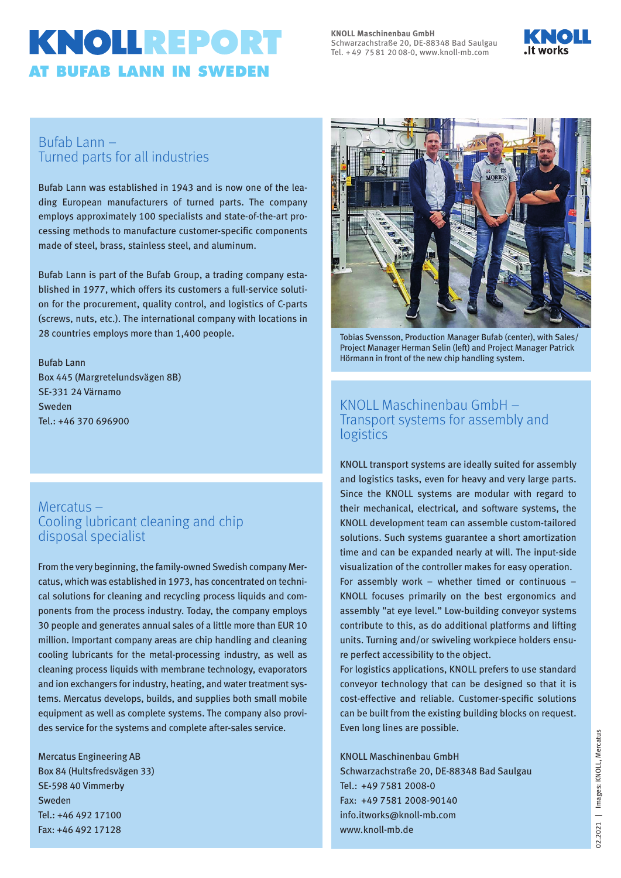# KNOLLREPORT

## AT BUFAB LANN IN SWEDEN

**KNOLL Maschinenbau GmbH**
Schwarzachstraße 20, DE-88348 Bad Saulgau
Tel. +49 75 81 20 08-0, www.knoll-mb.com

KNOLL .It works

### Bufab Lann – Turned parts for all industries

Bufab Lann was established in 1943 and is now one of the leading European manufacturers of turned parts. The company employs approximately 100 specialists and state-of-the-art processing methods to manufacture customer-specific components made of steel, brass, stainless steel, and aluminum.

Bufab Lann is part of the Bufab Group, a trading company established in 1977, which offers its customers a full-service solution for the procurement, quality control, and logistics of C-parts (screws, nuts, etc.). The international company with locations in 28 countries employs more than 1,400 people.

Bufab Lann
Box 445 (Margretelundsvägen 8B)
SE-331 24 Värnamo
Sweden
Tel.: +46 370 696900

Tobias Svensson, Production Manager Bufab (center), with Sales/Project Manager Herman Selin (left) and Project Manager Patrick Hörmann in front of the new chip handling system.

### Mercatus – Cooling lubricant cleaning and chip disposal specialist

From the very beginning, the family-owned Swedish company Mercatus, which was established in 1973, has concentrated on technical solutions for cleaning and recycling process liquids and components from the process industry. Today, the company employs 30 people and generates annual sales of a little more than EUR 10 million. Important company areas are chip handling and cleaning cooling lubricants for the metal-processing industry, as well as cleaning process liquids with membrane technology, evaporators and ion exchangers for industry, heating, and water treatment systems. Mercatus develops, builds, and supplies both small mobile equipment as well as complete systems. The company also provides service for the systems and complete after-sales service.

Mercatus Engineering AB
Box 84 (Hultsfredsvägen 33)
SE-598 40 Vimmerby
Sweden
Tel.: +46 492 17100
Fax: +46 492 17128

### KNOLL Maschinenbau GmbH – Transport systems for assembly and logistics

KNOLL transport systems are ideally suited for assembly and logistics tasks, even for heavy and very large parts. Since the KNOLL systems are modular with regard to their mechanical, electrical, and software systems, the KNOLL development team can assemble custom-tailored solutions. Such systems guarantee a short amortization time and can be expanded nearly at will. The input-side visualization of the controller makes for easy operation.
For assembly work – whether timed or continuous – KNOLL focuses primarily on the best ergonomics and assembly "at eye level." Low-building conveyor systems contribute to this, as do additional platforms and lifting units. Turning and/or swiveling workpiece holders ensure perfect accessibility to the object.
For logistics applications, KNOLL prefers to use standard conveyor technology that can be designed so that it is cost-effective and reliable. Customer-specific solutions can be built from the existing building blocks on request. Even long lines are possible.

KNOLL Maschinenbau GmbH
Schwarzachstraße 20, DE-88348 Bad Saulgau
Tel.: +49 7581 2008-0
Fax: +49 7581 2008-90140
info.itworks@knoll-mb.com
www.knoll-mb.de

02.2021 | Images: KNOLL, Mercatus